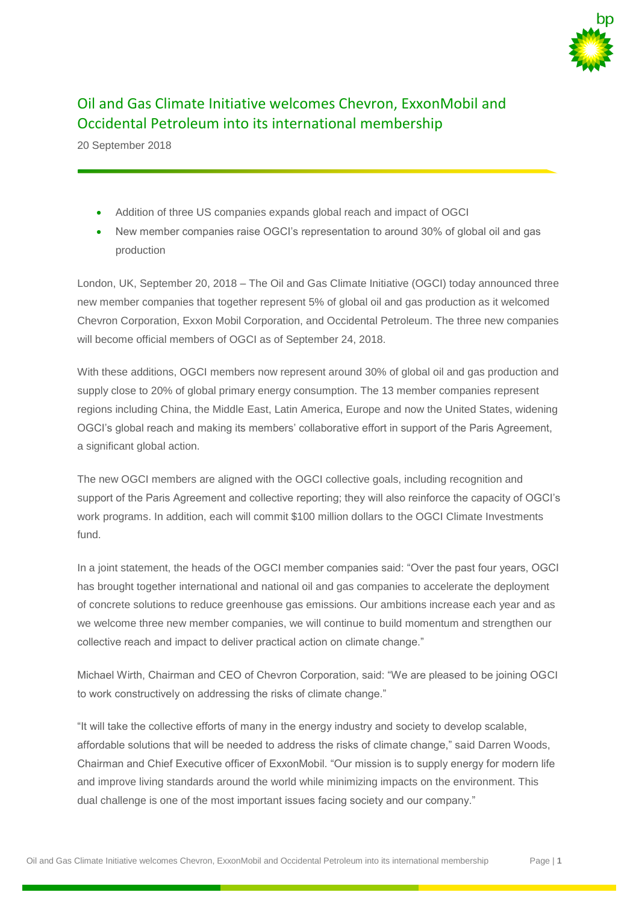# Oil and Gas Climate Initiative welcomes Chevron, ExxonMobil and Occidental Petroleum into its international membership

20 September 2018

- Addition of three US companies expands global reach and impact of OGCI
- New member companies raise OGCI's representation to around 30% of global oil and gas production

London, UK, September 20, 2018 – The Oil and Gas Climate Initiative (OGCI) today announced three new member companies that together represent 5% of global oil and gas production as it welcomed Chevron Corporation, Exxon Mobil Corporation, and Occidental Petroleum. The three new companies will become official members of OGCI as of September 24, 2018.

With these additions, OGCI members now represent around 30% of global oil and gas production and supply close to 20% of global primary energy consumption. The 13 member companies represent regions including China, the Middle East, Latin America, Europe and now the United States, widening OGCI's global reach and making its members' collaborative effort in support of the Paris Agreement, a significant global action.

The new OGCI members are aligned with the OGCI collective goals, including recognition and support of the Paris Agreement and collective reporting; they will also reinforce the capacity of OGCI's work programs. In addition, each will commit $100 million dollars to the OGCI Climate Investments fund.

In a joint statement, the heads of the OGCI member companies said: "Over the past four years, OGCI has brought together international and national oil and gas companies to accelerate the deployment of concrete solutions to reduce greenhouse gas emissions. Our ambitions increase each year and as we welcome three new member companies, we will continue to build momentum and strengthen our collective reach and impact to deliver practical action on climate change."

Michael Wirth, Chairman and CEO of Chevron Corporation, said: "We are pleased to be joining OGCI to work constructively on addressing the risks of climate change."

"It will take the collective efforts of many in the energy industry and society to develop scalable, affordable solutions that will be needed to address the risks of climate change," said Darren Woods, Chairman and Chief Executive officer of ExxonMobil. "Our mission is to supply energy for modern life and improve living standards around the world while minimizing impacts on the environment. This dual challenge is one of the most important issues facing society and our company."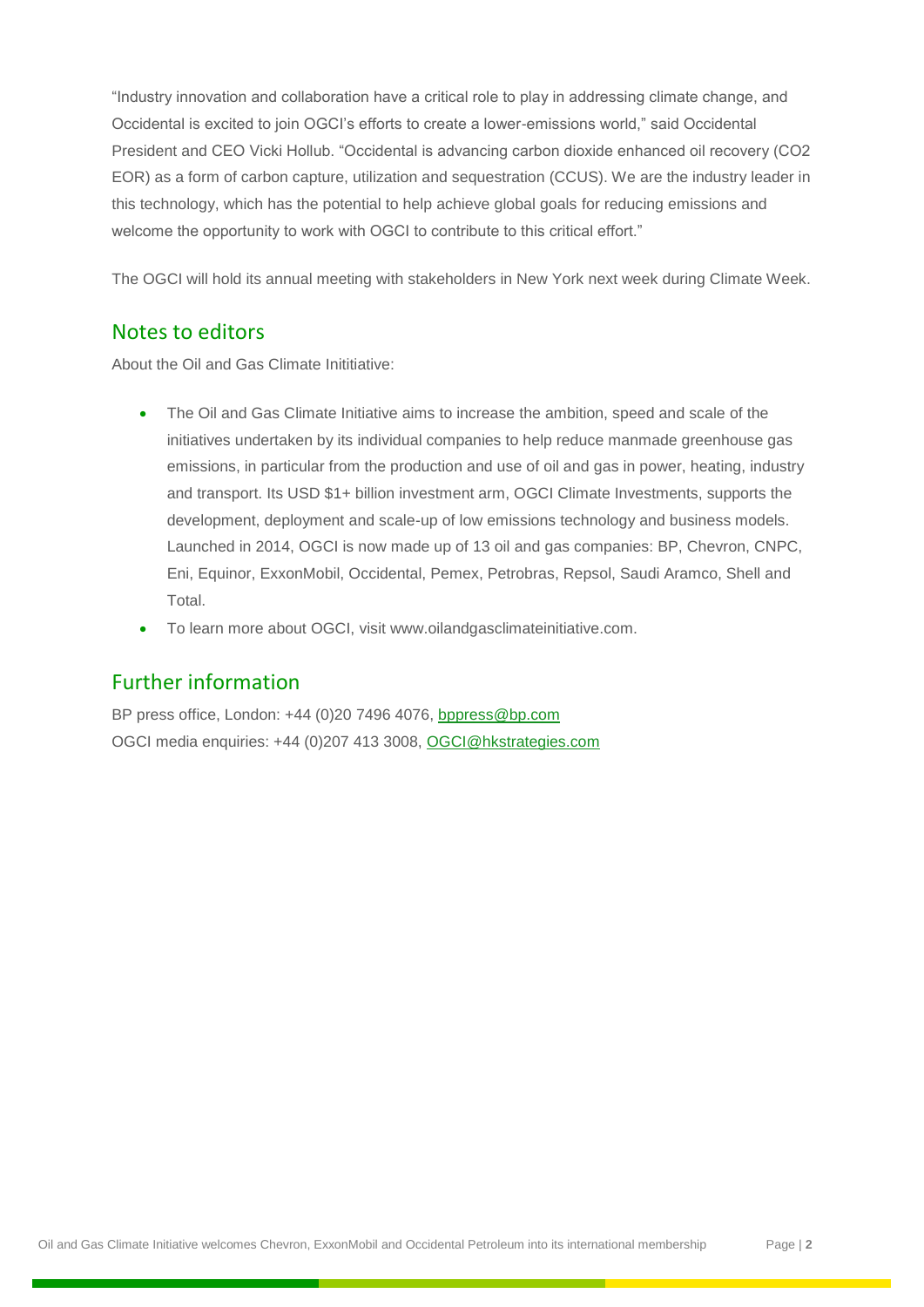"Industry innovation and collaboration have a critical role to play in addressing climate change, and Occidental is excited to join OGCI's efforts to create a lower-emissions world," said Occidental President and CEO Vicki Hollub. "Occidental is advancing carbon dioxide enhanced oil recovery (CO2 EOR) as a form of carbon capture, utilization and sequestration (CCUS). We are the industry leader in this technology, which has the potential to help achieve global goals for reducing emissions and welcome the opportunity to work with OGCI to contribute to this critical effort."

The OGCI will hold its annual meeting with stakeholders in New York next week during Climate Week.

## Notes to editors

About the Oil and Gas Climate Inititiative:

- The Oil and Gas Climate Initiative aims to increase the ambition, speed and scale of the initiatives undertaken by its individual companies to help reduce manmade greenhouse gas emissions, in particular from the production and use of oil and gas in power, heating, industry and transport. Its USD $1+ billion investment arm, OGCI Climate Investments, supports the development, deployment and scale-up of low emissions technology and business models. Launched in 2014, OGCI is now made up of 13 oil and gas companies: BP, Chevron, CNPC, Eni, Equinor, ExxonMobil, Occidental, Pemex, Petrobras, Repsol, Saudi Aramco, Shell and Total.
- To learn more about OGCI, visit www.oilandgasclimateinitiative.com.

## Further information

BP press office, London: +44 (0)20 7496 4076, bppress@bp.com
OGCI media enquiries: +44 (0)207 413 3008, OGCI@hkstrategies.com